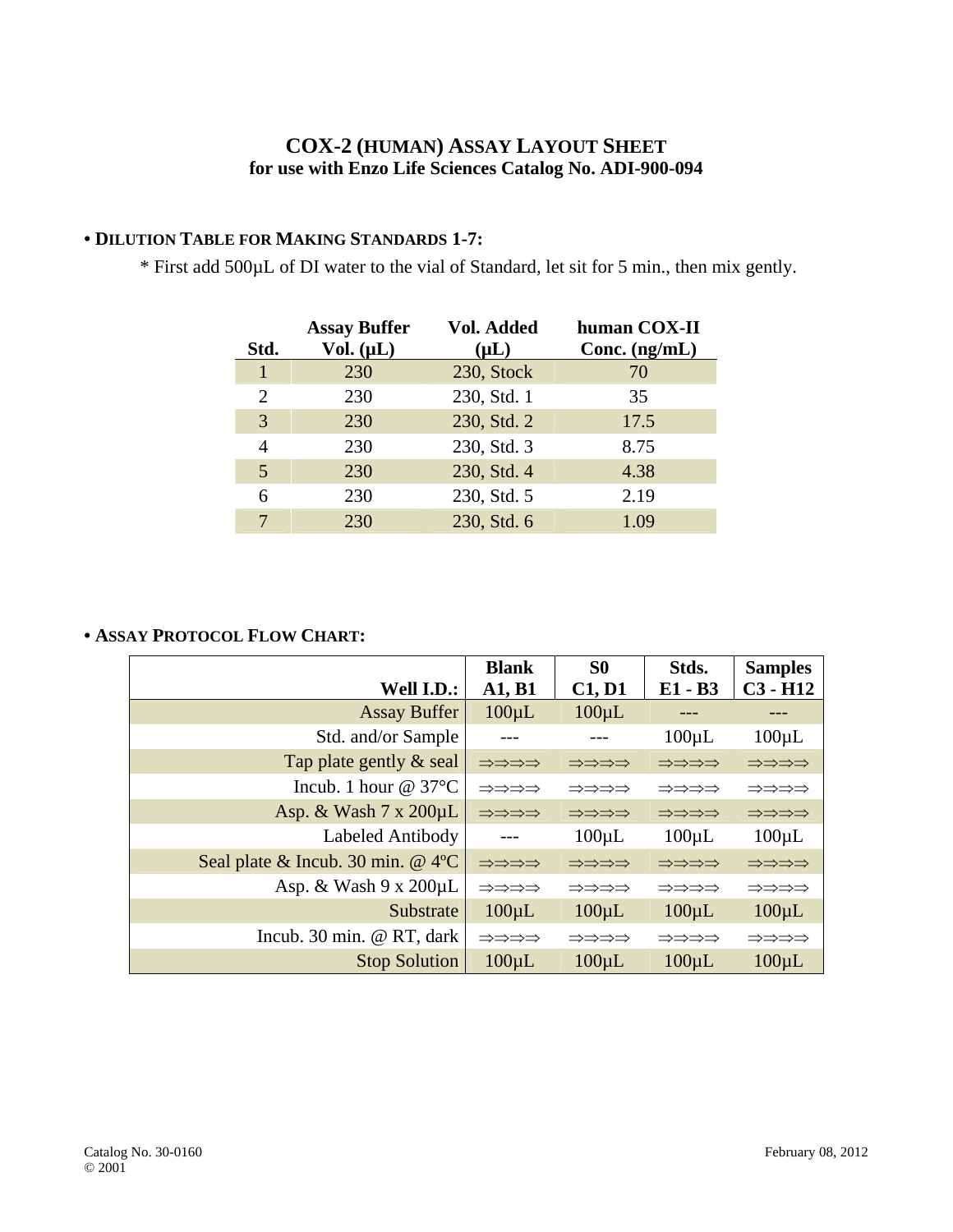# COX-2 (HUMAN) ASSAY LAYOUT SHEET
## for use with Enzo Life Sciences Catalog No. ADI-900-094

### • DILUTION TABLE FOR MAKING STANDARDS 1-7:

\* First add 500µL of DI water to the vial of Standard, let sit for 5 min., then mix gently.

| Std. | Assay Buffer Vol. (µL) | Vol. Added (µL) | human COX-II Conc. (ng/mL) |
|---|---|---|---|
| 1 | 230 | 230, Stock | 70 |
| 2 | 230 | 230, Std. 1 | 35 |
| 3 | 230 | 230, Std. 2 | 17.5 |
| 4 | 230 | 230, Std. 3 | 8.75 |
| 5 | 230 | 230, Std. 4 | 4.38 |
| 6 | 230 | 230, Std. 5 | 2.19 |
| 7 | 230 | 230, Std. 6 | 1.09 |

### • ASSAY PROTOCOL FLOW CHART:

| Well I.D.: | Blank A1, B1 | S0 C1, D1 | Stds. E1 - B3 | Samples C3 - H12 |
|---|---|---|---|---|
| Assay Buffer | 100µL | 100µL | --- | --- |
| Std. and/or Sample | --- | --- | 100µL | 100µL |
| Tap plate gently & seal | ⇒⇒⇒⇒ | ⇒⇒⇒⇒ | ⇒⇒⇒⇒ | ⇒⇒⇒⇒ |
| Incub. 1 hour @ 37°C | ⇒⇒⇒⇒ | ⇒⇒⇒⇒ | ⇒⇒⇒⇒ | ⇒⇒⇒⇒ |
| Asp. & Wash 7 x 200µL | ⇒⇒⇒⇒ | ⇒⇒⇒⇒ | ⇒⇒⇒⇒ | ⇒⇒⇒⇒ |
| Labeled Antibody | --- | 100µL | 100µL | 100µL |
| Seal plate & Incub. 30 min. @ 4ºC | ⇒⇒⇒⇒ | ⇒⇒⇒⇒ | ⇒⇒⇒⇒ | ⇒⇒⇒⇒ |
| Asp. & Wash 9 x 200µL | ⇒⇒⇒⇒ | ⇒⇒⇒⇒ | ⇒⇒⇒⇒ | ⇒⇒⇒⇒ |
| Substrate | 100µL | 100µL | 100µL | 100µL |
| Incub. 30 min. @ RT, dark | ⇒⇒⇒⇒ | ⇒⇒⇒⇒ | ⇒⇒⇒⇒ | ⇒⇒⇒⇒ |
| Stop Solution | 100µL | 100µL | 100µL | 100µL |

Catalog No. 30-0160
© 2001

February 08, 2012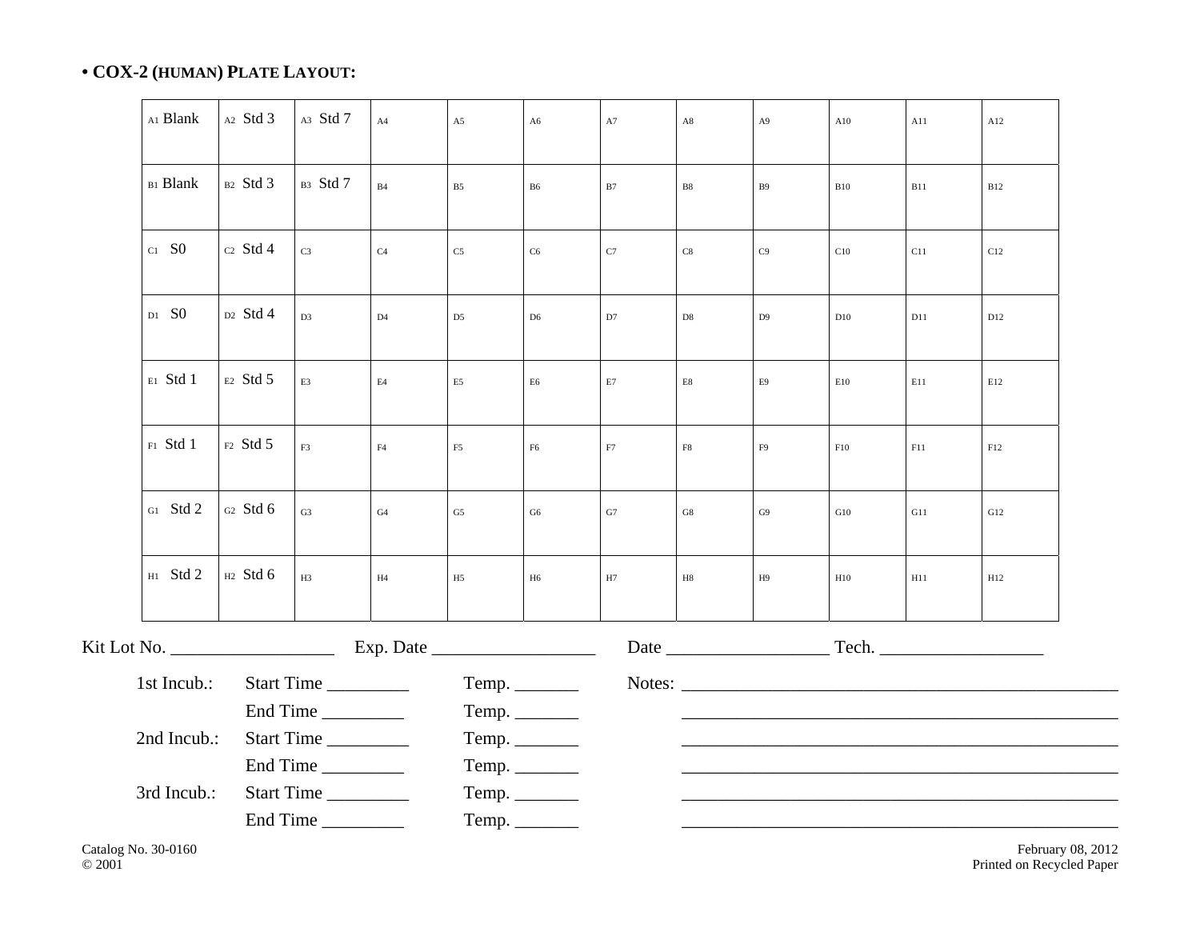• **COX-2 (HUMAN) PLATE LAYOUT:**

| | | | | | | | | | | | |
|---|---|---|---|---|---|---|---|---|---|---|---|
| A1 Blank | A2 Std 3 | A3 Std 7 | A4 | A5 | A6 | A7 | A8 | A9 | A10 | A11 | A12 |
| B1 Blank | B2 Std 3 | B3 Std 7 | B4 | B5 | B6 | B7 | B8 | B9 | B10 | B11 | B12 |
| C1 S0 | C2 Std 4 | C3 | C4 | C5 | C6 | C7 | C8 | C9 | C10 | C11 | C12 |
| D1 S0 | D2 Std 4 | D3 | D4 | D5 | D6 | D7 | D8 | D9 | D10 | D11 | D12 |
| E1 Std 1 | E2 Std 5 | E3 | E4 | E5 | E6 | E7 | E8 | E9 | E10 | E11 | E12 |
| F1 Std 1 | F2 Std 5 | F3 | F4 | F5 | F6 | F7 | F8 | F9 | F10 | F11 | F12 |
| G1 Std 2 | G2 Std 6 | G3 | G4 | G5 | G6 | G7 | G8 | G9 | G10 | G11 | G12 |
| H1 Std 2 | H2 Std 6 | H3 | H4 | H5 | H6 | H7 | H8 | H9 | H10 | H11 | H12 |

Kit Lot No. ________________ Exp. Date ________________ Date ________________ Tech. ________________

1st Incub.: Start Time _________ Temp. _______ Notes: ______________________________

End Time _________ Temp. _______ ______________________________

2nd Incub.: Start Time _________ Temp. _______ ______________________________

End Time _________ Temp. _______ ______________________________

3rd Incub.: Start Time _________ Temp. _______ ______________________________

End Time _________ Temp. _______ ______________________________

Catalog No. 30-0160
© 2001

February 08, 2012
Printed on Recycled Paper